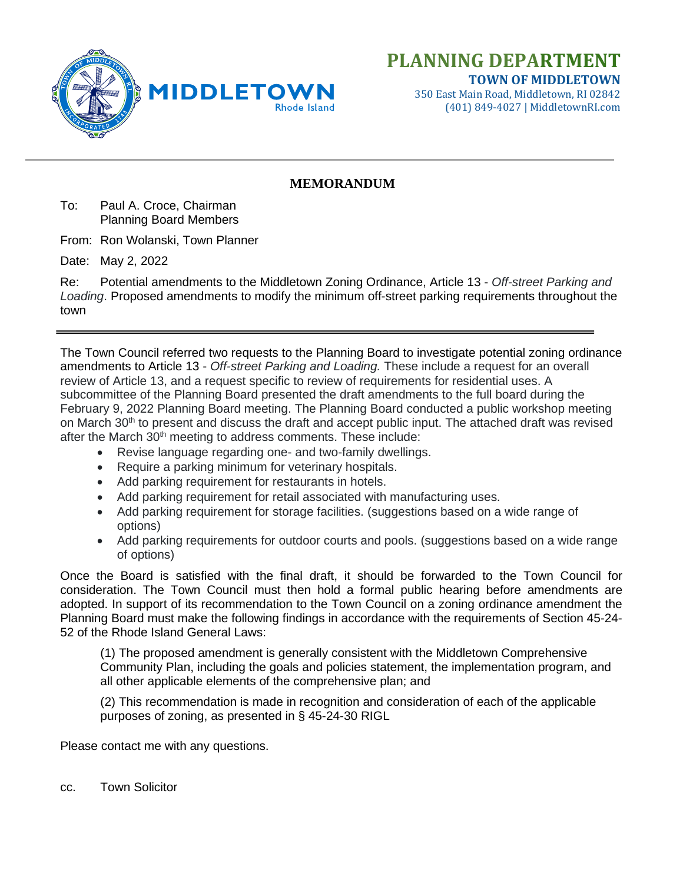**PLANNING DEPARTMENT**
**TOWN OF MIDDLETOWN**
350 East Main Road, Middletown, RI 02842
(401) 849-4027 | MiddletownRI.com

# MEMORANDUM

To: Paul A. Croce, Chairman
Planning Board Members

From: Ron Wolanski, Town Planner

Date: May 2, 2022

Re: Potential amendments to the Middletown Zoning Ordinance, Article 13 - *Off-street Parking and Loading*. Proposed amendments to modify the minimum off-street parking requirements throughout the town

---

The Town Council referred two requests to the Planning Board to investigate potential zoning ordinance amendments to Article 13 - *Off-street Parking and Loading.* These include a request for an overall review of Article 13, and a request specific to review of requirements for residential uses. A subcommittee of the Planning Board presented the draft amendments to the full board during the February 9, 2022 Planning Board meeting. The Planning Board conducted a public workshop meeting on March 30th to present and discuss the draft and accept public input. The attached draft was revised after the March 30th meeting to address comments. These include:

- Revise language regarding one- and two-family dwellings.
- Require a parking minimum for veterinary hospitals.
- Add parking requirement for restaurants in hotels.
- Add parking requirement for retail associated with manufacturing uses.
- Add parking requirement for storage facilities. (suggestions based on a wide range of options)
- Add parking requirements for outdoor courts and pools. (suggestions based on a wide range of options)

Once the Board is satisfied with the final draft, it should be forwarded to the Town Council for consideration. The Town Council must then hold a formal public hearing before amendments are adopted. In support of its recommendation to the Town Council on a zoning ordinance amendment the Planning Board must make the following findings in accordance with the requirements of Section 45-24-52 of the Rhode Island General Laws:

> (1) The proposed amendment is generally consistent with the Middletown Comprehensive Community Plan, including the goals and policies statement, the implementation program, and all other applicable elements of the comprehensive plan; and
>
> (2) This recommendation is made in recognition and consideration of each of the applicable purposes of zoning, as presented in § 45-24-30 RIGL

Please contact me with any questions.

cc. Town Solicitor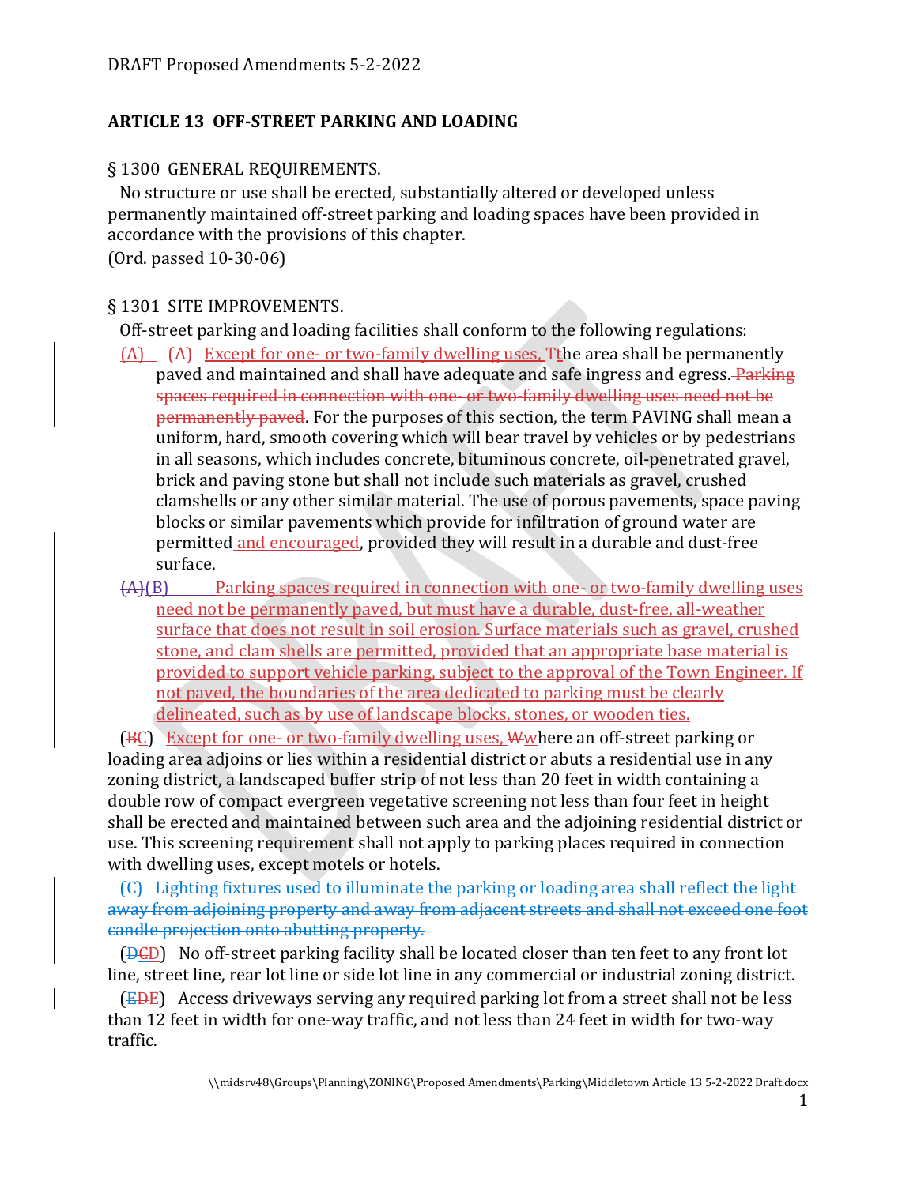## ARTICLE 13 OFF-STREET PARKING AND LOADING

### § 1300 GENERAL REQUIREMENTS.

No structure or use shall be erected, substantially altered or developed unless permanently maintained off-street parking and loading spaces have been provided in accordance with the provisions of this chapter.

(Ord. passed 10-30-06)

### § 1301 SITE IMPROVEMENTS.

Off-street parking and loading facilities shall conform to the following regulations:

(A) ~~(A)~~ Except for one- or two-family dwelling uses, ~~T~~the area shall be permanently paved and maintained and shall have adequate and safe ingress and egress. ~~Parking spaces required in connection with one- or two-family dwelling uses need not be permanently paved~~. For the purposes of this section, the term PAVING shall mean a uniform, hard, smooth covering which will bear travel by vehicles or by pedestrians in all seasons, which includes concrete, bituminous concrete, oil-penetrated gravel, brick and paving stone but shall not include such materials as gravel, crushed clamshells or any other similar material. The use of porous pavements, space paving blocks or similar pavements which provide for infiltration of ground water are permitted and encouraged, provided they will result in a durable and dust-free surface.

~~(A)~~(B) Parking spaces required in connection with one- or two-family dwelling uses need not be permanently paved, but must have a durable, dust-free, all-weather surface that does not result in soil erosion. Surface materials such as gravel, crushed stone, and clam shells are permitted, provided that an appropriate base material is provided to support vehicle parking, subject to the approval of the Town Engineer. If not paved, the boundaries of the area dedicated to parking must be clearly delineated, such as by use of landscape blocks, stones, or wooden ties.

(~~B~~C) Except for one- or two-family dwelling uses, ~~W~~where an off-street parking or loading area adjoins or lies within a residential district or abuts a residential use in any zoning district, a landscaped buffer strip of not less than 20 feet in width containing a double row of compact evergreen vegetative screening not less than four feet in height shall be erected and maintained between such area and the adjoining residential district or use. This screening requirement shall not apply to parking places required in connection with dwelling uses, except motels or hotels.

~~(C) Lighting fixtures used to illuminate the parking or loading area shall reflect the light away from adjoining property and away from adjacent streets and shall not exceed one foot candle projection onto abutting property.~~

(~~D~~~~C~~D) No off-street parking facility shall be located closer than ten feet to any front lot line, street line, rear lot line or side lot line in any commercial or industrial zoning district.

(~~E~~~~D~~E) Access driveways serving any required parking lot from a street shall not be less than 12 feet in width for one-way traffic, and not less than 24 feet in width for two-way traffic.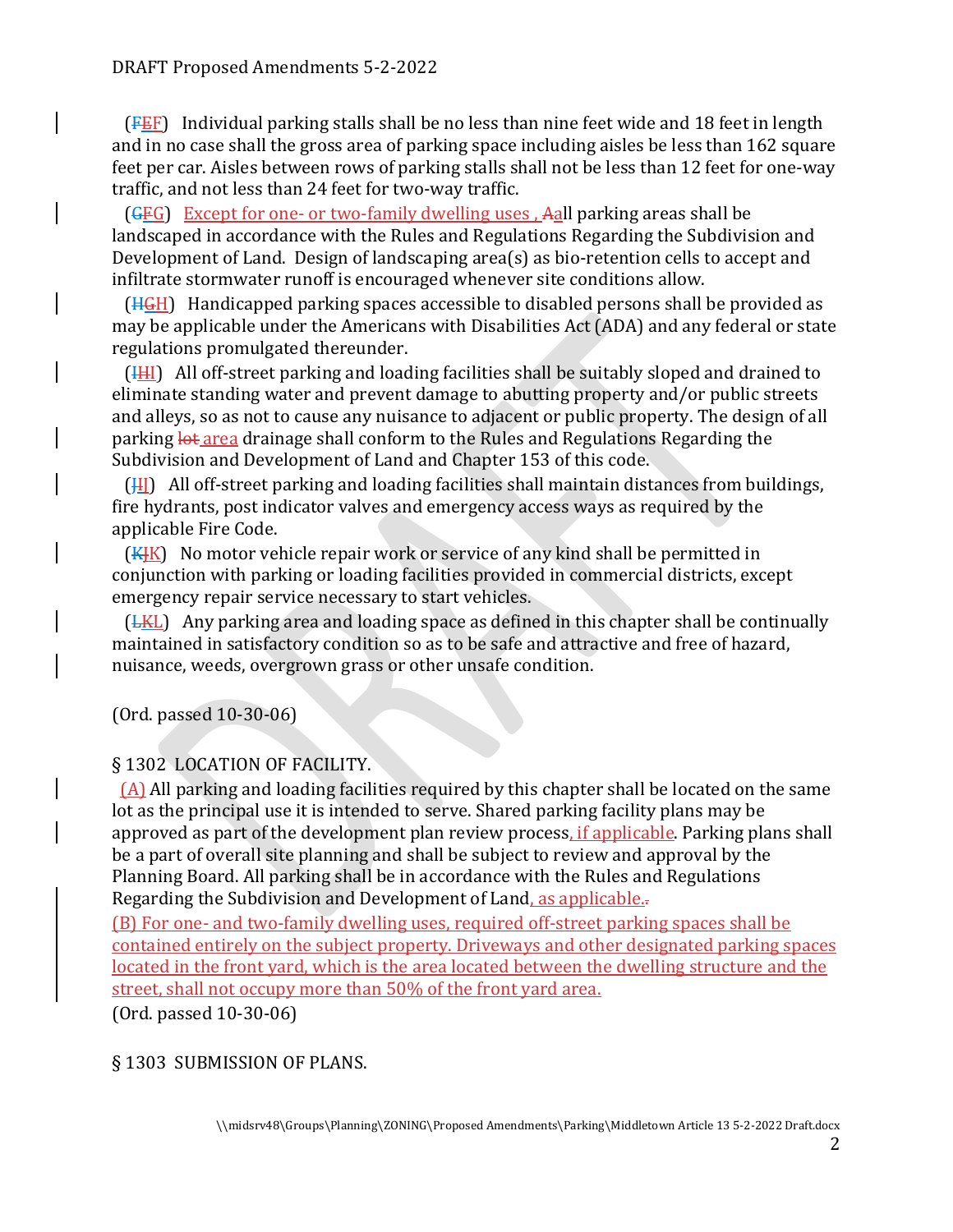(~~F~~EF) Individual parking stalls shall be no less than nine feet wide and 18 feet in length and in no case shall the gross area of parking space including aisles be less than 162 square feet per car. Aisles between rows of parking stalls shall not be less than 12 feet for one-way traffic, and not less than 24 feet for two-way traffic.

(~~G~~FG) Except for one- or two-family dwelling uses , ~~A~~all parking areas shall be landscaped in accordance with the Rules and Regulations Regarding the Subdivision and Development of Land. Design of landscaping area(s) as bio-retention cells to accept and infiltrate stormwater runoff is encouraged whenever site conditions allow.

(~~H~~GH) Handicapped parking spaces accessible to disabled persons shall be provided as may be applicable under the Americans with Disabilities Act (ADA) and any federal or state regulations promulgated thereunder.

(~~I~~HI) All off-street parking and loading facilities shall be suitably sloped and drained to eliminate standing water and prevent damage to abutting property and/or public streets and alleys, so as not to cause any nuisance to adjacent or public property. The design of all parking ~~lot~~ area drainage shall conform to the Rules and Regulations Regarding the Subdivision and Development of Land and Chapter 153 of this code.

(~~J~~IJ) All off-street parking and loading facilities shall maintain distances from buildings, fire hydrants, post indicator valves and emergency access ways as required by the applicable Fire Code.

(~~K~~JK) No motor vehicle repair work or service of any kind shall be permitted in conjunction with parking or loading facilities provided in commercial districts, except emergency repair service necessary to start vehicles.

(~~L~~KL) Any parking area and loading space as defined in this chapter shall be continually maintained in satisfactory condition so as to be safe and attractive and free of hazard, nuisance, weeds, overgrown grass or other unsafe condition.

(Ord. passed 10-30-06)

## § 1302 LOCATION OF FACILITY.

(A) All parking and loading facilities required by this chapter shall be located on the same lot as the principal use it is intended to serve. Shared parking facility plans may be approved as part of the development plan review process, if applicable. Parking plans shall be a part of overall site planning and shall be subject to review and approval by the Planning Board. All parking shall be in accordance with the Rules and Regulations Regarding the Subdivision and Development of Land, as applicable.~~.~~

(B) For one- and two-family dwelling uses, required off-street parking spaces shall be contained entirely on the subject property. Driveways and other designated parking spaces located in the front yard, which is the area located between the dwelling structure and the street, shall not occupy more than 50% of the front yard area.

(Ord. passed 10-30-06)

## § 1303 SUBMISSION OF PLANS.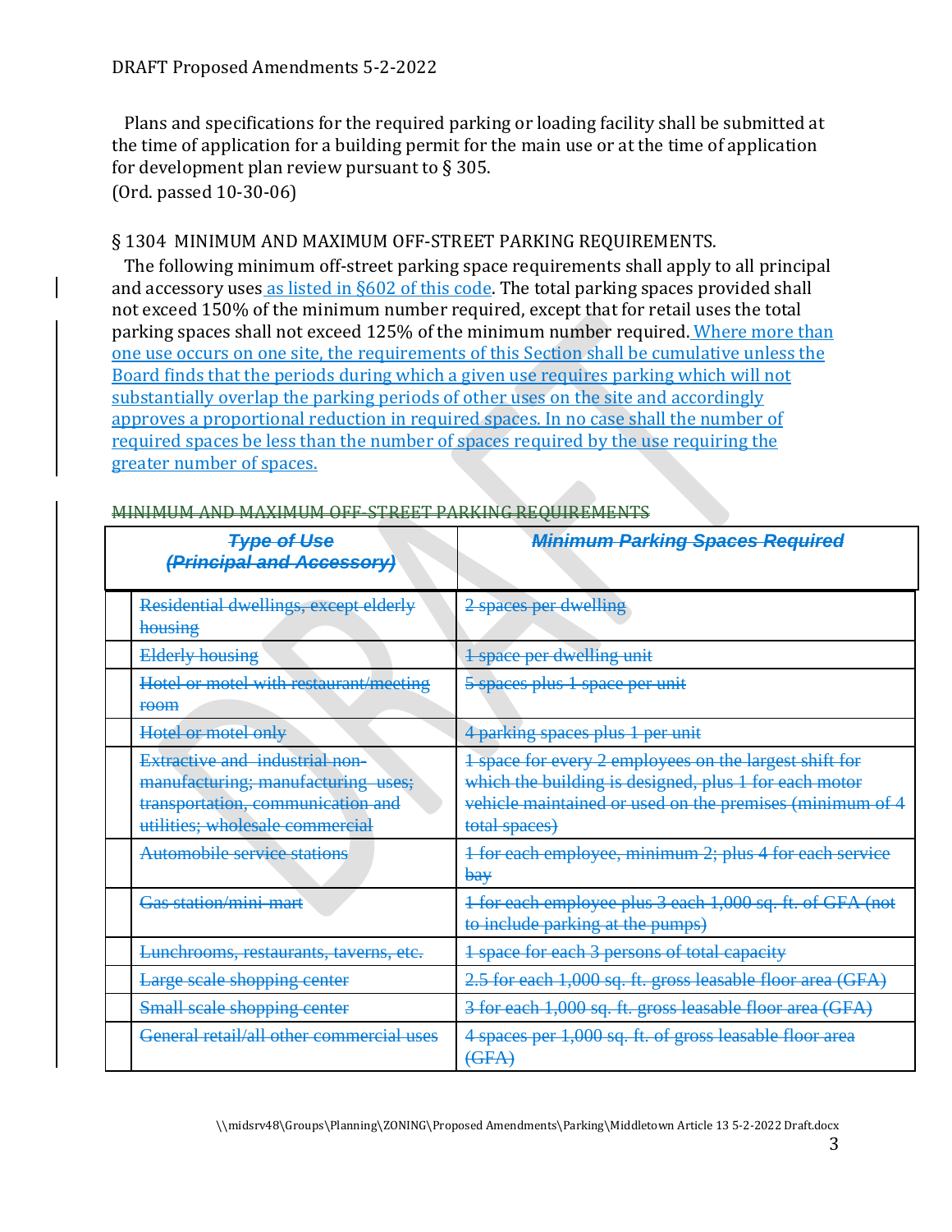Plans and specifications for the required parking or loading facility shall be submitted at the time of application for a building permit for the main use or at the time of application for development plan review pursuant to § 305.
(Ord. passed 10-30-06)

## § 1304 MINIMUM AND MAXIMUM OFF-STREET PARKING REQUIREMENTS.

The following minimum off-street parking space requirements shall apply to all principal and accessory uses as listed in §602 of this code. The total parking spaces provided shall not exceed 150% of the minimum number required, except that for retail uses the total parking spaces shall not exceed 125% of the minimum number required. Where more than one use occurs on one site, the requirements of this Section shall be cumulative unless the Board finds that the periods during which a given use requires parking which will not substantially overlap the parking periods of other uses on the site and accordingly approves a proportional reduction in required spaces. In no case shall the number of required spaces be less than the number of spaces required by the use requiring the greater number of spaces.

~~MINIMUM AND MAXIMUM OFF-STREET PARKING REQUIREMENTS~~

| ~~*Type of Use (Principal and Accessory)*~~ | ~~*Minimum Parking Spaces Required*~~ |
|---|---|
| ~~Residential dwellings, except elderly housing~~ | ~~2 spaces per dwelling~~ |
| ~~Elderly housing~~ | ~~1 space per dwelling unit~~ |
| ~~Hotel or motel with restaurant/meeting room~~ | ~~5 spaces plus 1 space per unit~~ |
| ~~Hotel or motel only~~ | ~~4 parking spaces plus 1 per unit~~ |
| ~~Extractive and industrial non-manufacturing; manufacturing uses; transportation, communication and utilities; wholesale commercial~~ | ~~1 space for every 2 employees on the largest shift for which the building is designed, plus 1 for each motor vehicle maintained or used on the premises (minimum of 4 total spaces)~~ |
| ~~Automobile service stations~~ | ~~1 for each employee, minimum 2; plus 4 for each service bay~~ |
| ~~Gas station/mini-mart~~ | ~~1 for each employee plus 3 each 1,000 sq. ft. of GFA (not to include parking at the pumps)~~ |
| ~~Lunchrooms, restaurants, taverns, etc.~~ | ~~1 space for each 3 persons of total capacity~~ |
| ~~Large scale shopping center~~ | ~~2.5 for each 1,000 sq. ft. gross leasable floor area (GFA)~~ |
| ~~Small scale shopping center~~ | ~~3 for each 1,000 sq. ft. gross leasable floor area (GFA)~~ |
| ~~General retail/all other commercial uses~~ | ~~4 spaces per 1,000 sq. ft. of gross leasable floor area (GFA)~~ |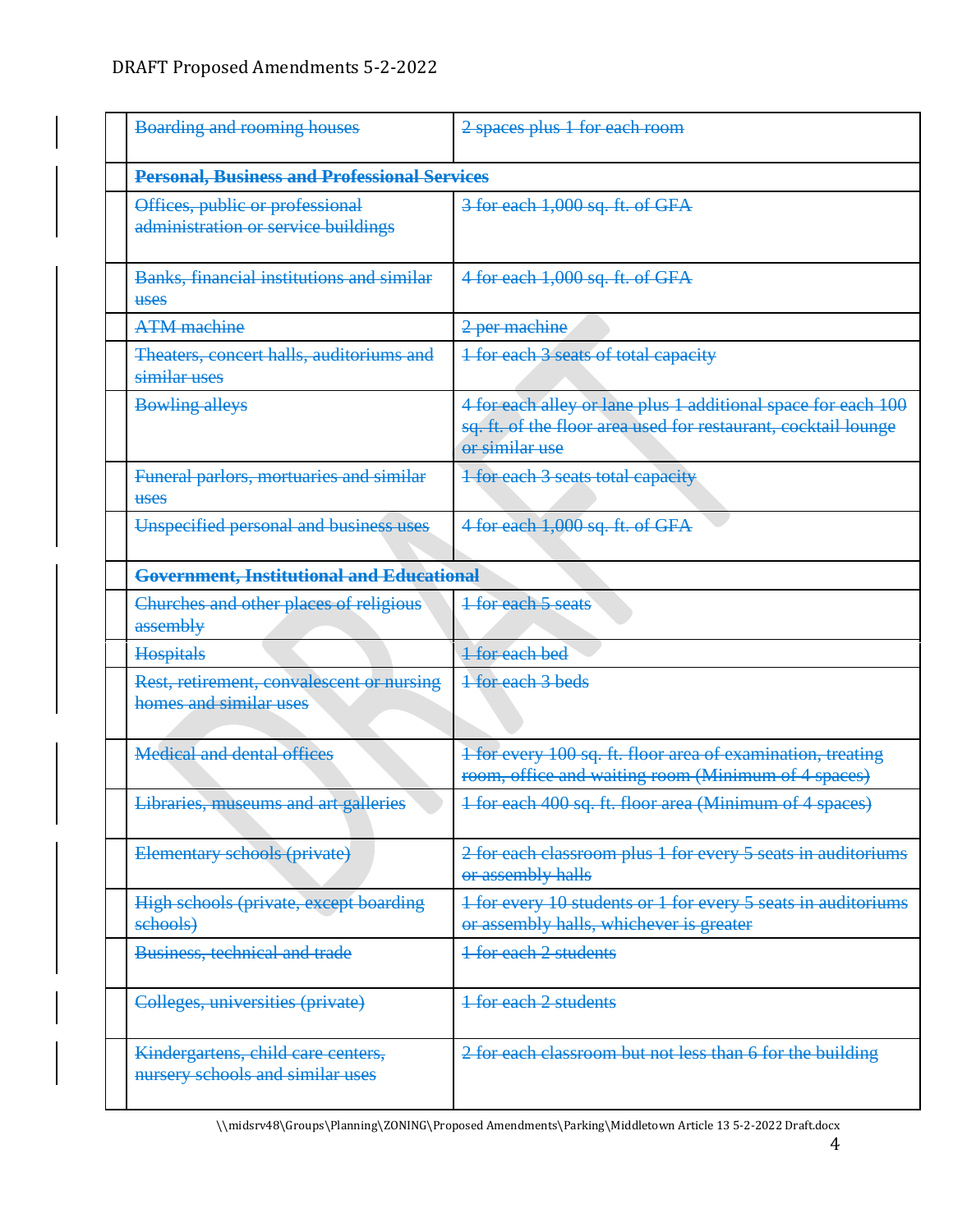| Boarding and rooming houses | 2 spaces plus 1 for each room |
|---|---|
| **Personal, Business and Professional Services** | |
| Offices, public or professional administration or service buildings | 3 for each 1,000 sq. ft. of GFA |
| Banks, financial institutions and similar uses | 4 for each 1,000 sq. ft. of GFA |
| ATM machine | 2 per machine |
| Theaters, concert halls, auditoriums and similar uses | 1 for each 3 seats of total capacity |
| Bowling alleys | 4 for each alley or lane plus 1 additional space for each 100 sq. ft. of the floor area used for restaurant, cocktail lounge or similar use |
| Funeral parlors, mortuaries and similar uses | 1 for each 3 seats total capacity |
| Unspecified personal and business uses | 4 for each 1,000 sq. ft. of GFA |
| **Government, Institutional and Educational** | |
| Churches and other places of religious assembly | 1 for each 5 seats |
| Hospitals | 1 for each bed |
| Rest, retirement, convalescent or nursing homes and similar uses | 1 for each 3 beds |
| Medical and dental offices | 1 for every 100 sq. ft. floor area of examination, treating room, office and waiting room (Minimum of 4 spaces) |
| Libraries, museums and art galleries | 1 for each 400 sq. ft. floor area (Minimum of 4 spaces) |
| Elementary schools (private) | 2 for each classroom plus 1 for every 5 seats in auditoriums or assembly halls |
| High schools (private, except boarding schools) | 1 for every 10 students or 1 for every 5 seats in auditoriums or assembly halls, whichever is greater |
| Business, technical and trade | 1 for each 2 students |
| Colleges, universities (private) | 1 for each 2 students |
| Kindergartens, child care centers, nursery schools and similar uses | 2 for each classroom but not less than 6 for the building |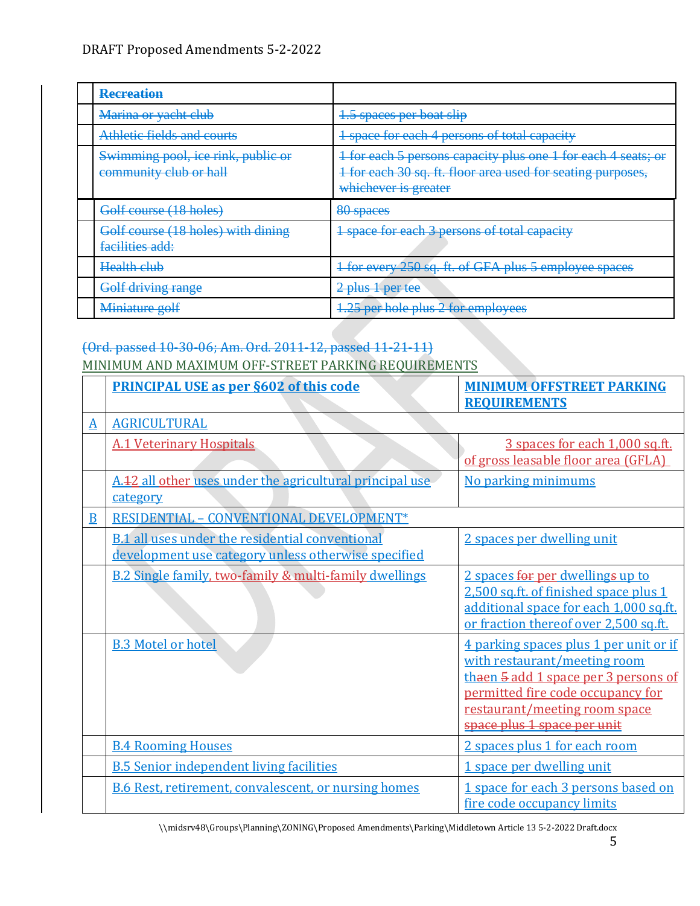DRAFT Proposed Amendments 5-2-2022

| | Recreation | |
|---|---|---|
| | ~~Marina or yacht club~~ | ~~1.5 spaces per boat slip~~ |
| | ~~Athletic fields and courts~~ | ~~1 space for each 4 persons of total capacity~~ |
| | ~~Swimming pool, ice rink, public or community club or hall~~ | ~~1 for each 5 persons capacity plus one 1 for each 4 seats; or 1 for each 30 sq. ft. floor area used for seating purposes, whichever is greater~~ |
| | ~~Golf course (18 holes)~~ | ~~80 spaces~~ |
| | ~~Golf course (18 holes) with dining facilities add:~~ | ~~1 space for each 3 persons of total capacity~~ |
| | ~~Health club~~ | ~~1 for every 250 sq. ft. of GFA plus 5 employee spaces~~ |
| | ~~Golf driving range~~ | ~~2 plus 1 per tee~~ |
| | ~~Miniature golf~~ | ~~1.25 per hole plus 2 for employees~~ |

~~(Ord. passed 10-30-06; Am. Ord. 2011-12, passed 11-21-11)~~

MINIMUM AND MAXIMUM OFF-STREET PARKING REQUIREMENTS

| | PRINCIPAL USE as per §602 of this code | MINIMUM OFFSTREET PARKING REQUIREMENTS |
|---|---|---|
| A | AGRICULTURAL | |
| | A.1 Veterinary Hospitals | 3 spaces for each 1,000 sq.ft. of gross leasable floor area (GFLA) |
| | A.~~1~~2 all other uses under the agricultural principal use category | No parking minimums |
| B | RESIDENTIAL – CONVENTIONAL DEVELOPMENT* | |
| | B.1 all uses under the residential conventional development use category unless otherwise specified | 2 spaces per dwelling unit |
| | B.2 Single family, two-family & multi-family dwellings | 2 spaces ~~for~~ per dwelling~~s~~ up to 2,500 sq.ft. of finished space plus 1 additional space for each 1,000 sq.ft. or fraction thereof over 2,500 sq.ft. |
| | B.3 Motel or hotel | 4 parking spaces plus 1 per unit or if with restaurant/meeting room th~~a~~en ~~5~~ add 1 space per 3 persons of permitted fire code occupancy for restaurant/meeting room space ~~space plus 1 space per unit~~ |
| | B.4 Rooming Houses | 2 spaces plus 1 for each room |
| | B.5 Senior independent living facilities | 1 space per dwelling unit |
| | B.6 Rest, retirement, convalescent, or nursing homes | 1 space for each 3 persons based on fire code occupancy limits |

\\midsrv48\Groups\Planning\ZONING\Proposed Amendments\Parking\Middletown Article 13 5-2-2022 Draft.docx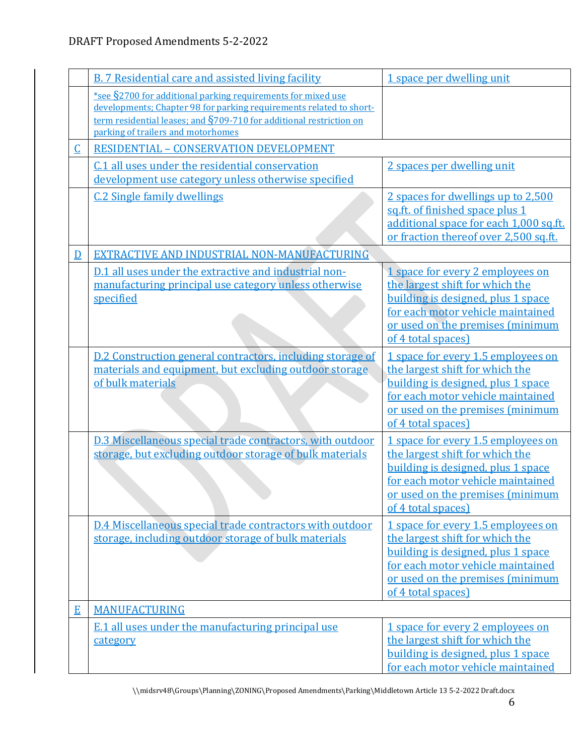| | | |
|---|---|---|
| | B. 7 Residential care and assisted living facility | 1 space per dwelling unit |
| | *see §2700 for additional parking requirements for mixed use developments; Chapter 98 for parking requirements related to short-term residential leases; and §709-710 for additional restriction on parking of trailers and motorhomes | |
| C | RESIDENTIAL – CONSERVATION DEVELOPMENT | |
| | C.1 all uses under the residential conservation development use category unless otherwise specified | 2 spaces per dwelling unit |
| | C.2 Single family dwellings | 2 spaces for dwellings up to 2,500 sq.ft. of finished space plus 1 additional space for each 1,000 sq.ft. or fraction thereof over 2,500 sq.ft. |
| D | EXTRACTIVE AND INDUSTRIAL NON-MANUFACTURING | |
| | D.1 all uses under the extractive and industrial non-manufacturing principal use category unless otherwise specified | 1 space for every 2 employees on the largest shift for which the building is designed, plus 1 space for each motor vehicle maintained or used on the premises (minimum of 4 total spaces) |
| | D.2 Construction general contractors, including storage of materials and equipment, but excluding outdoor storage of bulk materials | 1 space for every 1.5 employees on the largest shift for which the building is designed, plus 1 space for each motor vehicle maintained or used on the premises (minimum of 4 total spaces) |
| | D.3 Miscellaneous special trade contractors, with outdoor storage, but excluding outdoor storage of bulk materials | 1 space for every 1.5 employees on the largest shift for which the building is designed, plus 1 space for each motor vehicle maintained or used on the premises (minimum of 4 total spaces) |
| | D.4 Miscellaneous special trade contractors with outdoor storage, including outdoor storage of bulk materials | 1 space for every 1.5 employees on the largest shift for which the building is designed, plus 1 space for each motor vehicle maintained or used on the premises (minimum of 4 total spaces) |
| E | MANUFACTURING | |
| | E.1 all uses under the manufacturing principal use category | 1 space for every 2 employees on the largest shift for which the building is designed, plus 1 space for each motor vehicle maintained |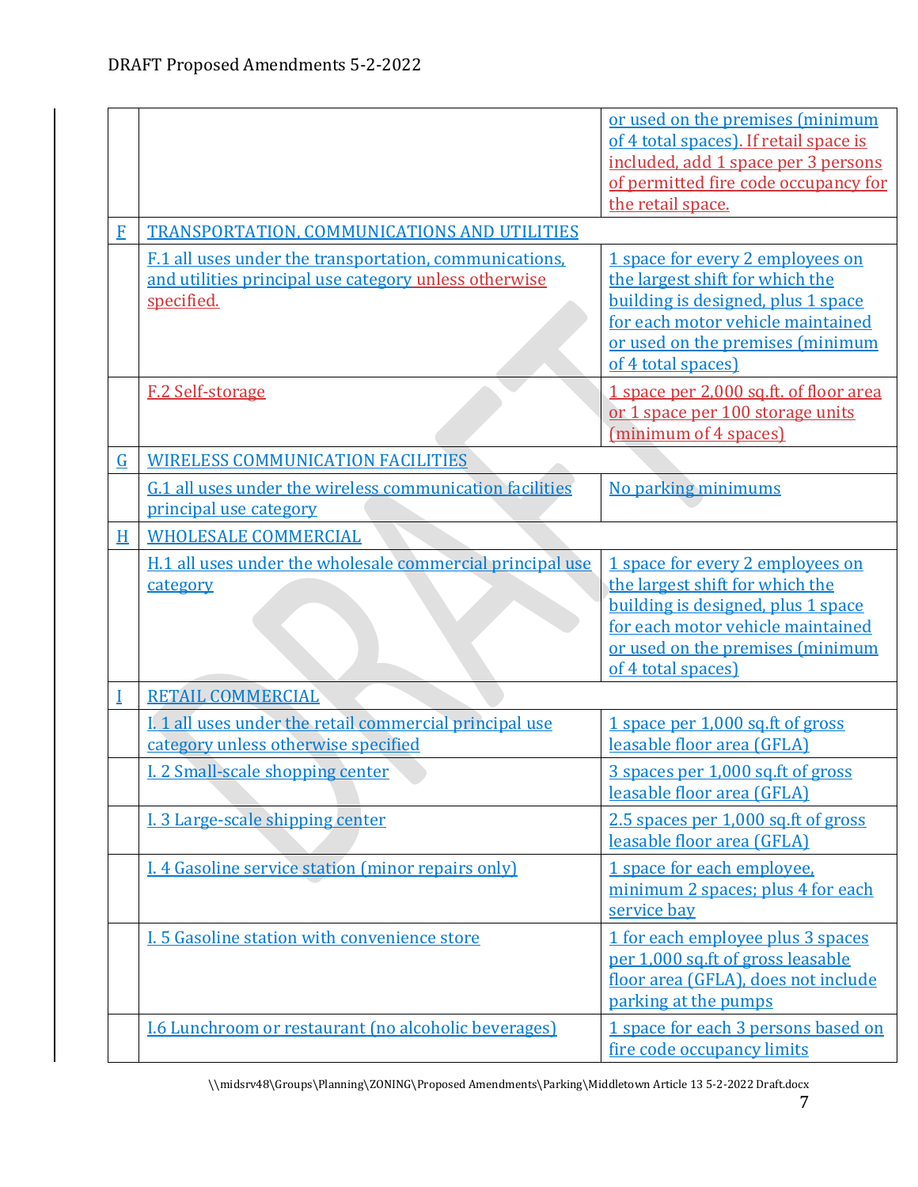| | | |
|---|---|---|
| | | or used on the premises (minimum of 4 total spaces). If retail space is included, add 1 space per 3 persons of permitted fire code occupancy for the retail space. |
| F | TRANSPORTATION, COMMUNICATIONS AND UTILITIES | |
| | F.1 all uses under the transportation, communications, and utilities principal use category unless otherwise specified. | 1 space for every 2 employees on the largest shift for which the building is designed, plus 1 space for each motor vehicle maintained or used on the premises (minimum of 4 total spaces) |
| | F.2 Self-storage | 1 space per 2,000 sq.ft. of floor area or 1 space per 100 storage units (minimum of 4 spaces) |
| G | WIRELESS COMMUNICATION FACILITIES | |
| | G.1 all uses under the wireless communication facilities principal use category | No parking minimums |
| H | WHOLESALE COMMERCIAL | |
| | H.1 all uses under the wholesale commercial principal use category | 1 space for every 2 employees on the largest shift for which the building is designed, plus 1 space for each motor vehicle maintained or used on the premises (minimum of 4 total spaces) |
| I | RETAIL COMMERCIAL | |
| | I. 1 all uses under the retail commercial principal use category unless otherwise specified | 1 space per 1,000 sq.ft of gross leasable floor area (GFLA) |
| | I. 2 Small-scale shopping center | 3 spaces per 1,000 sq.ft of gross leasable floor area (GFLA) |
| | I. 3 Large-scale shipping center | 2.5 spaces per 1,000 sq.ft of gross leasable floor area (GFLA) |
| | I. 4 Gasoline service station (minor repairs only) | 1 space for each employee, minimum 2 spaces; plus 4 for each service bay |
| | I. 5 Gasoline station with convenience store | 1 for each employee plus 3 spaces per 1,000 sq.ft of gross leasable floor area (GFLA), does not include parking at the pumps |
| | I.6 Lunchroom or restaurant (no alcoholic beverages) | 1 space for each 3 persons based on fire code occupancy limits |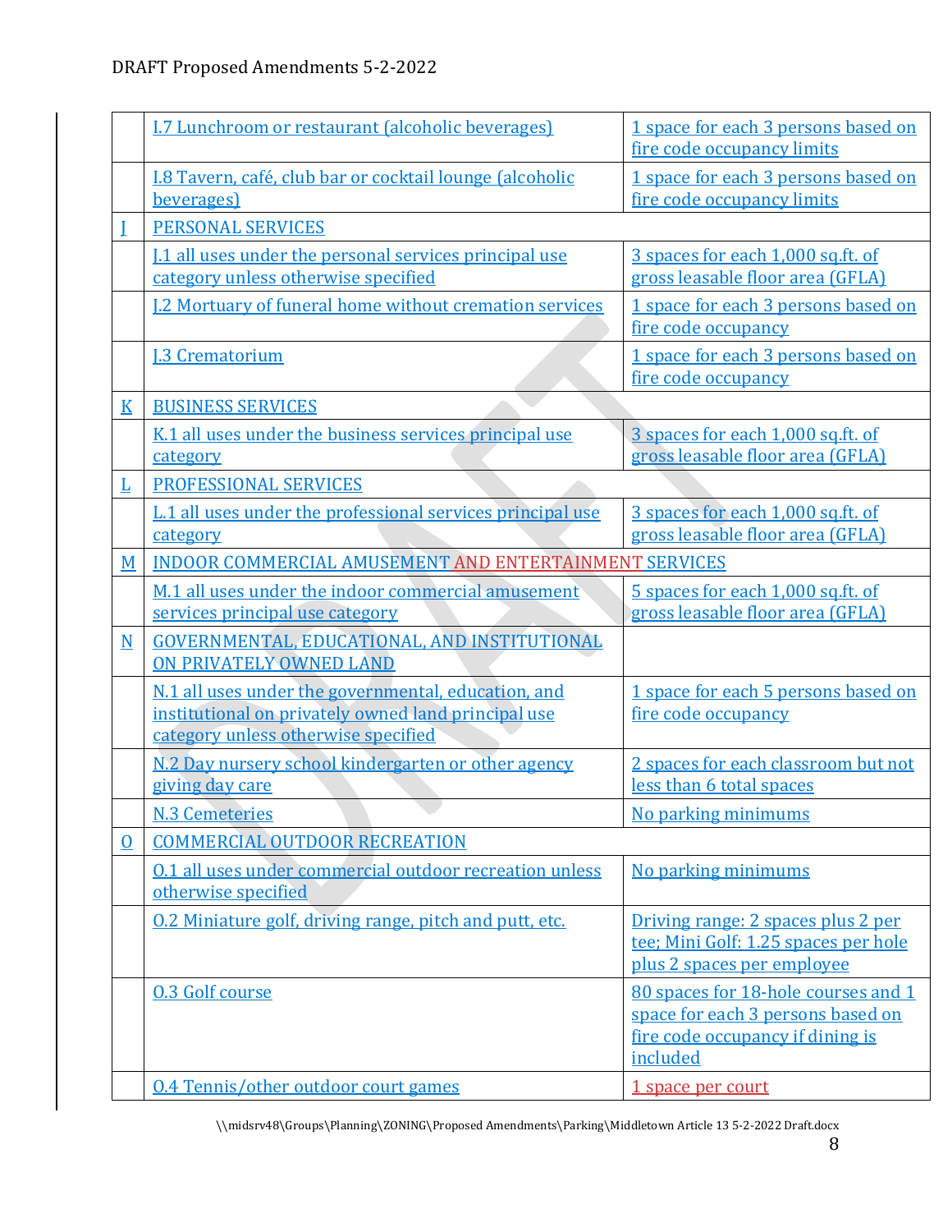| | | |
|---|---|---|
| | I.7 Lunchroom or restaurant (alcoholic beverages) | 1 space for each 3 persons based on fire code occupancy limits |
| | I.8 Tavern, café, club bar or cocktail lounge (alcoholic beverages) | 1 space for each 3 persons based on fire code occupancy limits |
| J | PERSONAL SERVICES | |
| | J.1 all uses under the personal services principal use category unless otherwise specified | 3 spaces for each 1,000 sq.ft. of gross leasable floor area (GFLA) |
| | J.2 Mortuary of funeral home without cremation services | 1 space for each 3 persons based on fire code occupancy |
| | J.3 Crematorium | 1 space for each 3 persons based on fire code occupancy |
| K | BUSINESS SERVICES | |
| | K.1 all uses under the business services principal use category | 3 spaces for each 1,000 sq.ft. of gross leasable floor area (GFLA) |
| L | PROFESSIONAL SERVICES | |
| | L.1 all uses under the professional services principal use category | 3 spaces for each 1,000 sq.ft. of gross leasable floor area (GFLA) |
| M | INDOOR COMMERCIAL AMUSEMENT AND ENTERTAINMENT SERVICES | |
| | M.1 all uses under the indoor commercial amusement services principal use category | 5 spaces for each 1,000 sq.ft. of gross leasable floor area (GFLA) |
| N | GOVERNMENTAL, EDUCATIONAL, AND INSTITUTIONAL ON PRIVATELY OWNED LAND | |
| | N.1 all uses under the governmental, education, and institutional on privately owned land principal use category unless otherwise specified | 1 space for each 5 persons based on fire code occupancy |
| | N.2 Day nursery school kindergarten or other agency giving day care | 2 spaces for each classroom but not less than 6 total spaces |
| | N.3 Cemeteries | No parking minimums |
| O | COMMERCIAL OUTDOOR RECREATION | |
| | O.1 all uses under commercial outdoor recreation unless otherwise specified | No parking minimums |
| | O.2 Miniature golf, driving range, pitch and putt, etc. | Driving range: 2 spaces plus 2 per tee; Mini Golf: 1.25 spaces per hole plus 2 spaces per employee |
| | O.3 Golf course | 80 spaces for 18-hole courses and 1 space for each 3 persons based on fire code occupancy if dining is included |
| | O.4 Tennis/other outdoor court games | 1 space per court |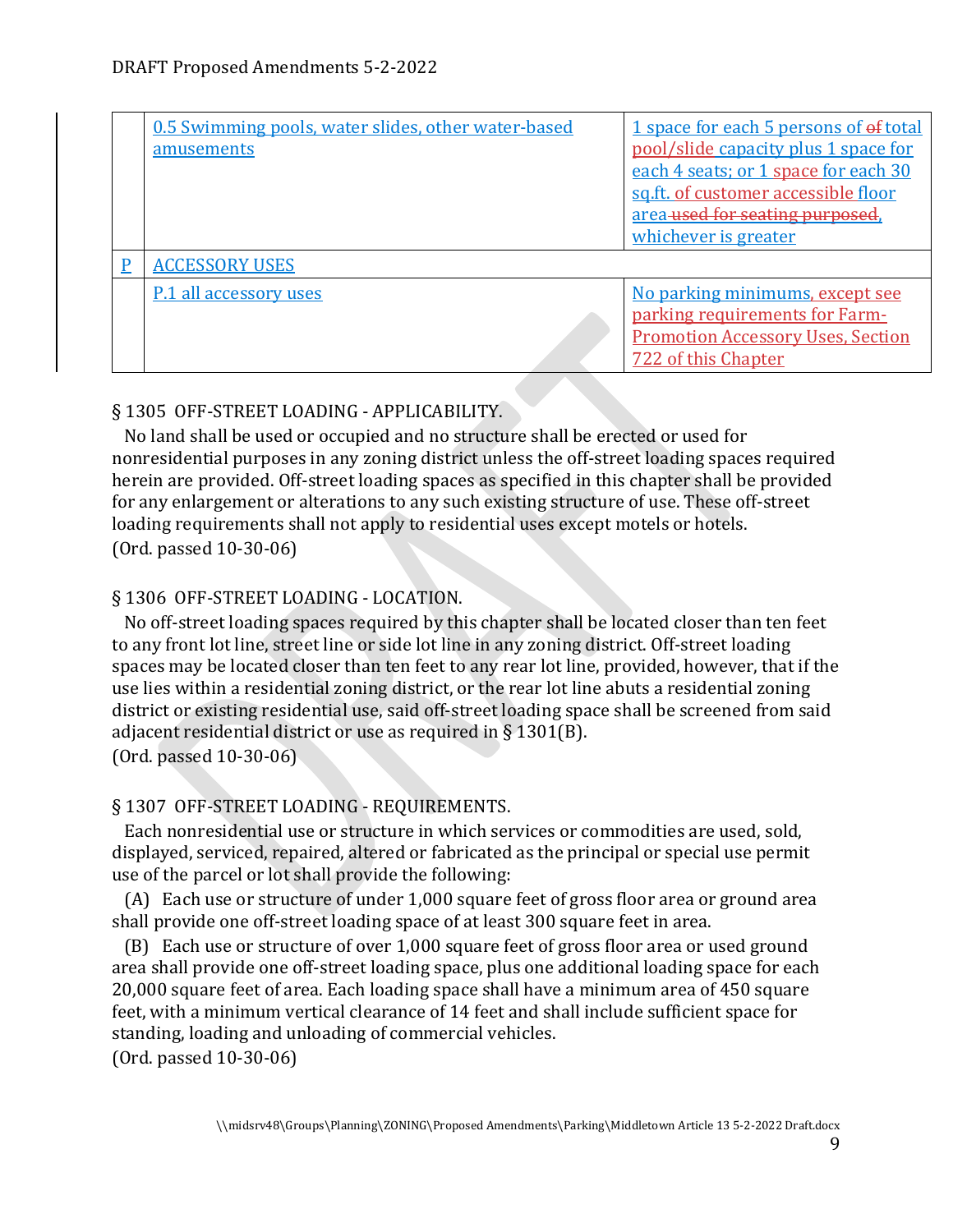| | | |
|---|---|---|
| | 0.5 Swimming pools, water slides, other water-based amusements | 1 space for each 5 persons of ~~of~~ total pool/slide capacity plus 1 space for each 4 seats; or 1 space for each 30 sq.ft. of customer accessible floor area ~~used for seating purposed~~, whichever is greater |
| P | ACCESSORY USES | |
| | P.1 all accessory uses | No parking minimums, except see parking requirements for Farm-Promotion Accessory Uses, Section 722 of this Chapter |

§ 1305 OFF-STREET LOADING - APPLICABILITY.

No land shall be used or occupied and no structure shall be erected or used for nonresidential purposes in any zoning district unless the off-street loading spaces required herein are provided. Off-street loading spaces as specified in this chapter shall be provided for any enlargement or alterations to any such existing structure of use. These off-street loading requirements shall not apply to residential uses except motels or hotels.

(Ord. passed 10-30-06)

§ 1306 OFF-STREET LOADING - LOCATION.

No off-street loading spaces required by this chapter shall be located closer than ten feet to any front lot line, street line or side lot line in any zoning district. Off-street loading spaces may be located closer than ten feet to any rear lot line, provided, however, that if the use lies within a residential zoning district, or the rear lot line abuts a residential zoning district or existing residential use, said off-street loading space shall be screened from said adjacent residential district or use as required in § 1301(B).

(Ord. passed 10-30-06)

§ 1307 OFF-STREET LOADING - REQUIREMENTS.

Each nonresidential use or structure in which services or commodities are used, sold, displayed, serviced, repaired, altered or fabricated as the principal or special use permit use of the parcel or lot shall provide the following:

(A) Each use or structure of under 1,000 square feet of gross floor area or ground area shall provide one off-street loading space of at least 300 square feet in area.

(B) Each use or structure of over 1,000 square feet of gross floor area or used ground area shall provide one off-street loading space, plus one additional loading space for each 20,000 square feet of area. Each loading space shall have a minimum area of 450 square feet, with a minimum vertical clearance of 14 feet and shall include sufficient space for standing, loading and unloading of commercial vehicles.

(Ord. passed 10-30-06)